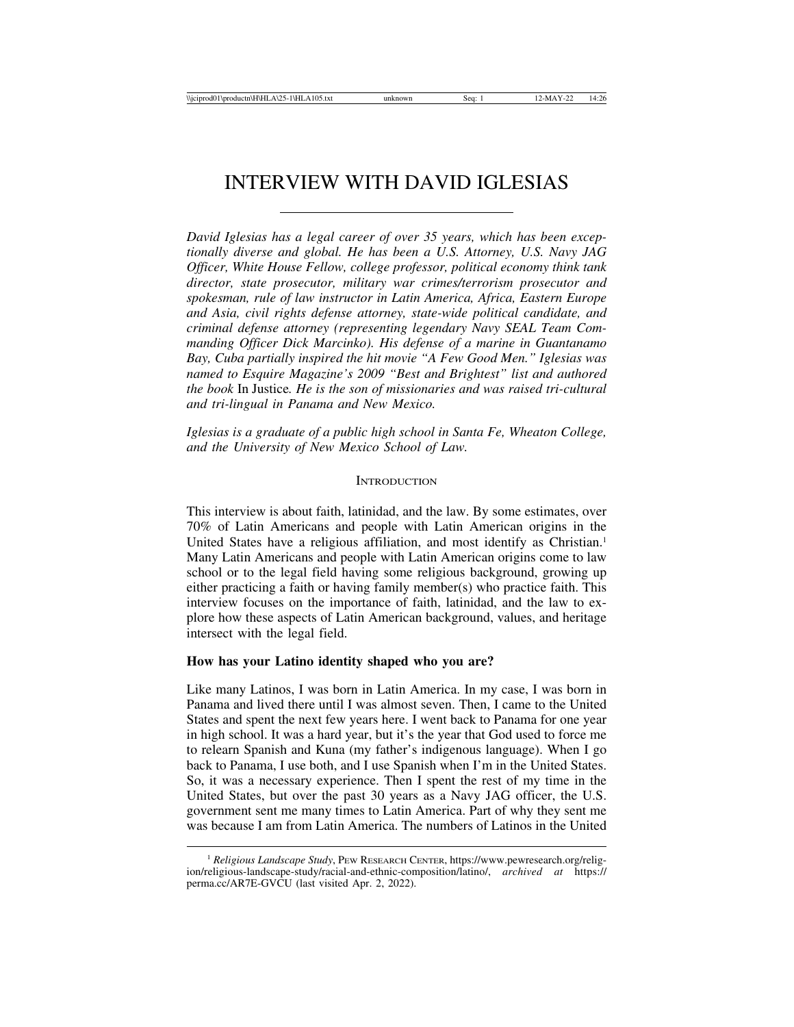# INTERVIEW WITH DAVID IGLESIAS

*David Iglesias has a legal career of over 35 years, which has been exceptionally diverse and global. He has been a U.S. Attorney, U.S. Navy JAG Officer, White House Fellow, college professor, political economy think tank director, state prosecutor, military war crimes/terrorism prosecutor and spokesman, rule of law instructor in Latin America, Africa, Eastern Europe and Asia, civil rights defense attorney, state-wide political candidate, and criminal defense attorney (representing legendary Navy SEAL Team Commanding Officer Dick Marcinko). His defense of a marine in Guantanamo Bay, Cuba partially inspired the hit movie "A Few Good Men." Iglesias was named to Esquire Magazine's 2009 "Best and Brightest" list and authored the book* In Justice. *He is the son of missionaries and was raised tri-cultural and tri-lingual in Panama and New Mexico.*

*Iglesias is a graduate of a public high school in Santa Fe, Wheaton College, and the University of New Mexico School of Law.*

## INTRODUCTION

This interview is about faith, latinidad, and the law. By some estimates, over 70% of Latin Americans and people with Latin American origins in the United States have a religious affiliation, and most identify as Christian.[1] Many Latin Americans and people with Latin American origins come to law school or to the legal field having some religious background, growing up either practicing a faith or having family member(s) who practice faith. This interview focuses on the importance of faith, latinidad, and the law to explore how these aspects of Latin American background, values, and heritage intersect with the legal field.

**How has your Latino identity shaped who you are?**

Like many Latinos, I was born in Latin America. In my case, I was born in Panama and lived there until I was almost seven. Then, I came to the United States and spent the next few years here. I went back to Panama for one year in high school. It was a hard year, but it's the year that God used to force me to relearn Spanish and Kuna (my father's indigenous language). When I go back to Panama, I use both, and I use Spanish when I'm in the United States. So, it was a necessary experience. Then I spent the rest of my time in the United States, but over the past 30 years as a Navy JAG officer, the U.S. government sent me many times to Latin America. Part of why they sent me was because I am from Latin America. The numbers of Latinos in the United

[1] *Religious Landscape Study*, Pew Research Center, https://www.pewresearch.org/religion/religious-landscape-study/racial-and-ethnic-composition/latino/, *archived at* https://perma.cc/AR7E-GVCU (last visited Apr. 2, 2022).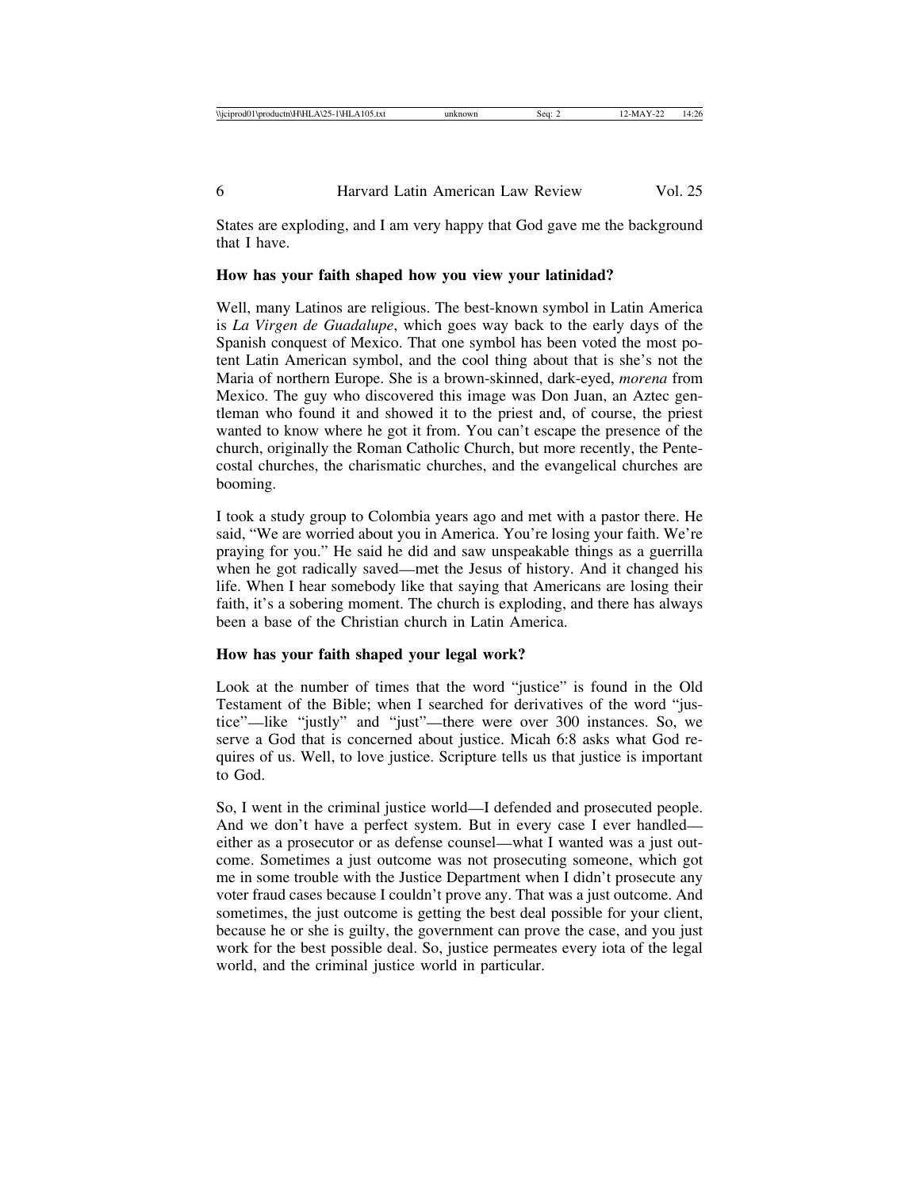States are exploding, and I am very happy that God gave me the background that I have.

**How has your faith shaped how you view your latinidad?**

Well, many Latinos are religious. The best-known symbol in Latin America is *La Virgen de Guadalupe*, which goes way back to the early days of the Spanish conquest of Mexico. That one symbol has been voted the most potent Latin American symbol, and the cool thing about that is she's not the Maria of northern Europe. She is a brown-skinned, dark-eyed, *morena* from Mexico. The guy who discovered this image was Don Juan, an Aztec gentleman who found it and showed it to the priest and, of course, the priest wanted to know where he got it from. You can't escape the presence of the church, originally the Roman Catholic Church, but more recently, the Pentecostal churches, the charismatic churches, and the evangelical churches are booming.

I took a study group to Colombia years ago and met with a pastor there. He said, "We are worried about you in America. You're losing your faith. We're praying for you." He said he did and saw unspeakable things as a guerrilla when he got radically saved—met the Jesus of history. And it changed his life. When I hear somebody like that saying that Americans are losing their faith, it's a sobering moment. The church is exploding, and there has always been a base of the Christian church in Latin America.

**How has your faith shaped your legal work?**

Look at the number of times that the word "justice" is found in the Old Testament of the Bible; when I searched for derivatives of the word "justice"—like "justly" and "just"—there were over 300 instances. So, we serve a God that is concerned about justice. Micah 6:8 asks what God requires of us. Well, to love justice. Scripture tells us that justice is important to God.

So, I went in the criminal justice world—I defended and prosecuted people. And we don't have a perfect system. But in every case I ever handled—either as a prosecutor or as defense counsel—what I wanted was a just outcome. Sometimes a just outcome was not prosecuting someone, which got me in some trouble with the Justice Department when I didn't prosecute any voter fraud cases because I couldn't prove any. That was a just outcome. And sometimes, the just outcome is getting the best deal possible for your client, because he or she is guilty, the government can prove the case, and you just work for the best possible deal. So, justice permeates every iota of the legal world, and the criminal justice world in particular.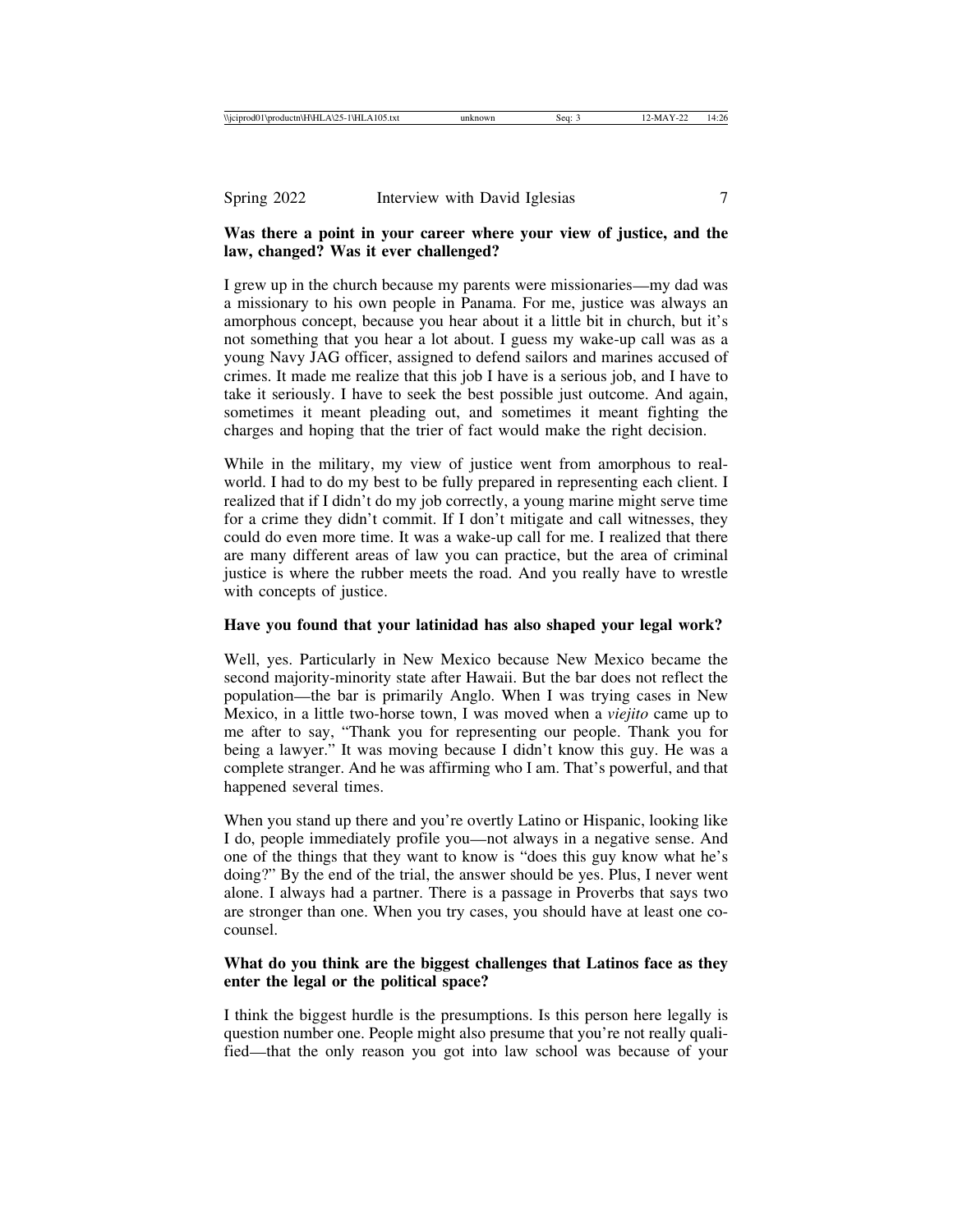**Was there a point in your career where your view of justice, and the law, changed? Was it ever challenged?**

I grew up in the church because my parents were missionaries—my dad was a missionary to his own people in Panama. For me, justice was always an amorphous concept, because you hear about it a little bit in church, but it's not something that you hear a lot about. I guess my wake-up call was as a young Navy JAG officer, assigned to defend sailors and marines accused of crimes. It made me realize that this job I have is a serious job, and I have to take it seriously. I have to seek the best possible just outcome. And again, sometimes it meant pleading out, and sometimes it meant fighting the charges and hoping that the trier of fact would make the right decision.

While in the military, my view of justice went from amorphous to real-world. I had to do my best to be fully prepared in representing each client. I realized that if I didn't do my job correctly, a young marine might serve time for a crime they didn't commit. If I don't mitigate and call witnesses, they could do even more time. It was a wake-up call for me. I realized that there are many different areas of law you can practice, but the area of criminal justice is where the rubber meets the road. And you really have to wrestle with concepts of justice.

**Have you found that your latinidad has also shaped your legal work?**

Well, yes. Particularly in New Mexico because New Mexico became the second majority-minority state after Hawaii. But the bar does not reflect the population—the bar is primarily Anglo. When I was trying cases in New Mexico, in a little two-horse town, I was moved when a *viejito* came up to me after to say, "Thank you for representing our people. Thank you for being a lawyer." It was moving because I didn't know this guy. He was a complete stranger. And he was affirming who I am. That's powerful, and that happened several times.

When you stand up there and you're overtly Latino or Hispanic, looking like I do, people immediately profile you—not always in a negative sense. And one of the things that they want to know is "does this guy know what he's doing?" By the end of the trial, the answer should be yes. Plus, I never went alone. I always had a partner. There is a passage in Proverbs that says two are stronger than one. When you try cases, you should have at least one co-counsel.

**What do you think are the biggest challenges that Latinos face as they enter the legal or the political space?**

I think the biggest hurdle is the presumptions. Is this person here legally is question number one. People might also presume that you're not really qualified—that the only reason you got into law school was because of your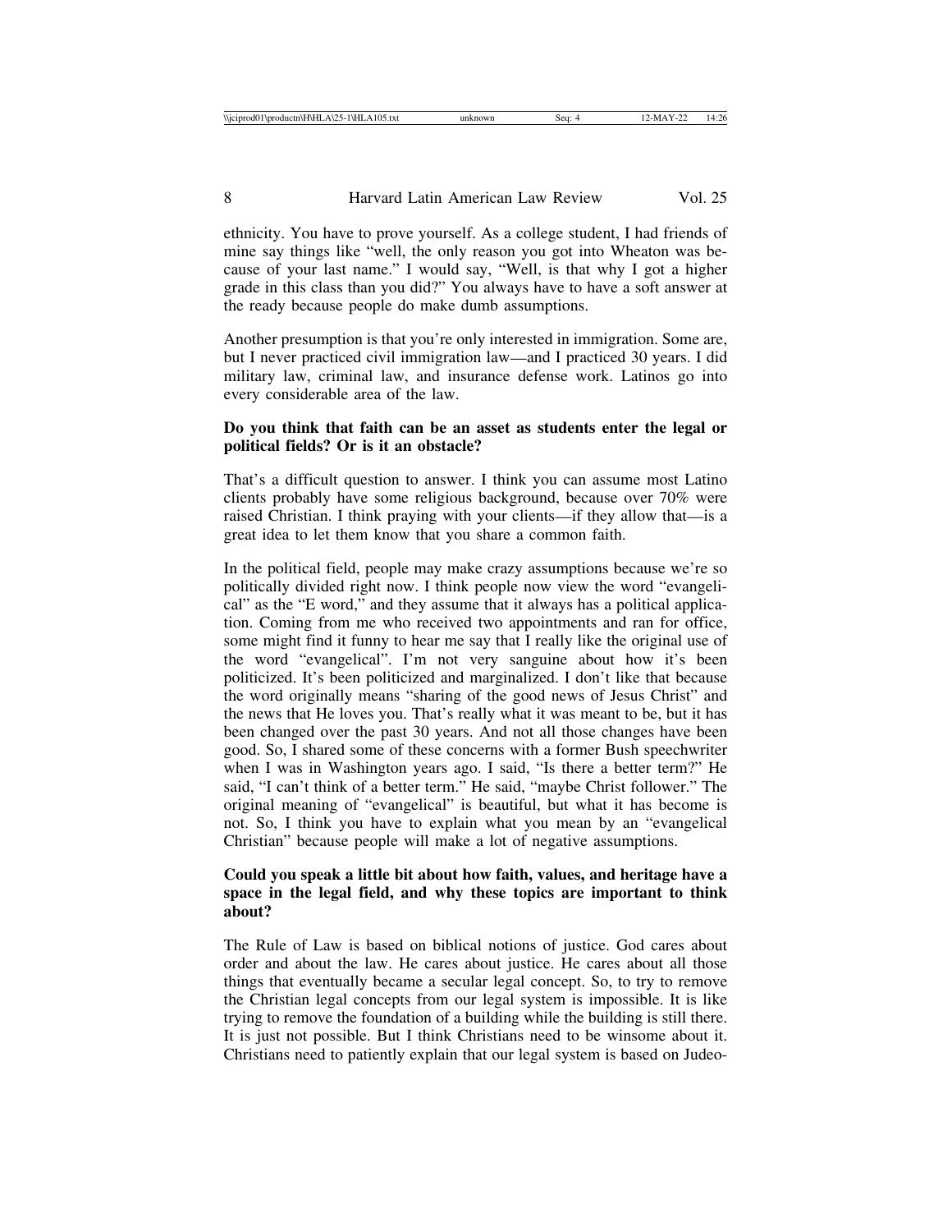ethnicity. You have to prove yourself. As a college student, I had friends of mine say things like "well, the only reason you got into Wheaton was because of your last name." I would say, "Well, is that why I got a higher grade in this class than you did?" You always have to have a soft answer at the ready because people do make dumb assumptions.

Another presumption is that you're only interested in immigration. Some are, but I never practiced civil immigration law—and I practiced 30 years. I did military law, criminal law, and insurance defense work. Latinos go into every considerable area of the law.

**Do you think that faith can be an asset as students enter the legal or political fields? Or is it an obstacle?**

That's a difficult question to answer. I think you can assume most Latino clients probably have some religious background, because over 70% were raised Christian. I think praying with your clients—if they allow that—is a great idea to let them know that you share a common faith.

In the political field, people may make crazy assumptions because we're so politically divided right now. I think people now view the word "evangelical" as the "E word," and they assume that it always has a political application. Coming from me who received two appointments and ran for office, some might find it funny to hear me say that I really like the original use of the word "evangelical". I'm not very sanguine about how it's been politicized. It's been politicized and marginalized. I don't like that because the word originally means "sharing of the good news of Jesus Christ" and the news that He loves you. That's really what it was meant to be, but it has been changed over the past 30 years. And not all those changes have been good. So, I shared some of these concerns with a former Bush speechwriter when I was in Washington years ago. I said, "Is there a better term?" He said, "I can't think of a better term." He said, "maybe Christ follower." The original meaning of "evangelical" is beautiful, but what it has become is not. So, I think you have to explain what you mean by an "evangelical Christian" because people will make a lot of negative assumptions.

**Could you speak a little bit about how faith, values, and heritage have a space in the legal field, and why these topics are important to think about?**

The Rule of Law is based on biblical notions of justice. God cares about order and about the law. He cares about justice. He cares about all those things that eventually became a secular legal concept. So, to try to remove the Christian legal concepts from our legal system is impossible. It is like trying to remove the foundation of a building while the building is still there. It is just not possible. But I think Christians need to be winsome about it. Christians need to patiently explain that our legal system is based on Judeo-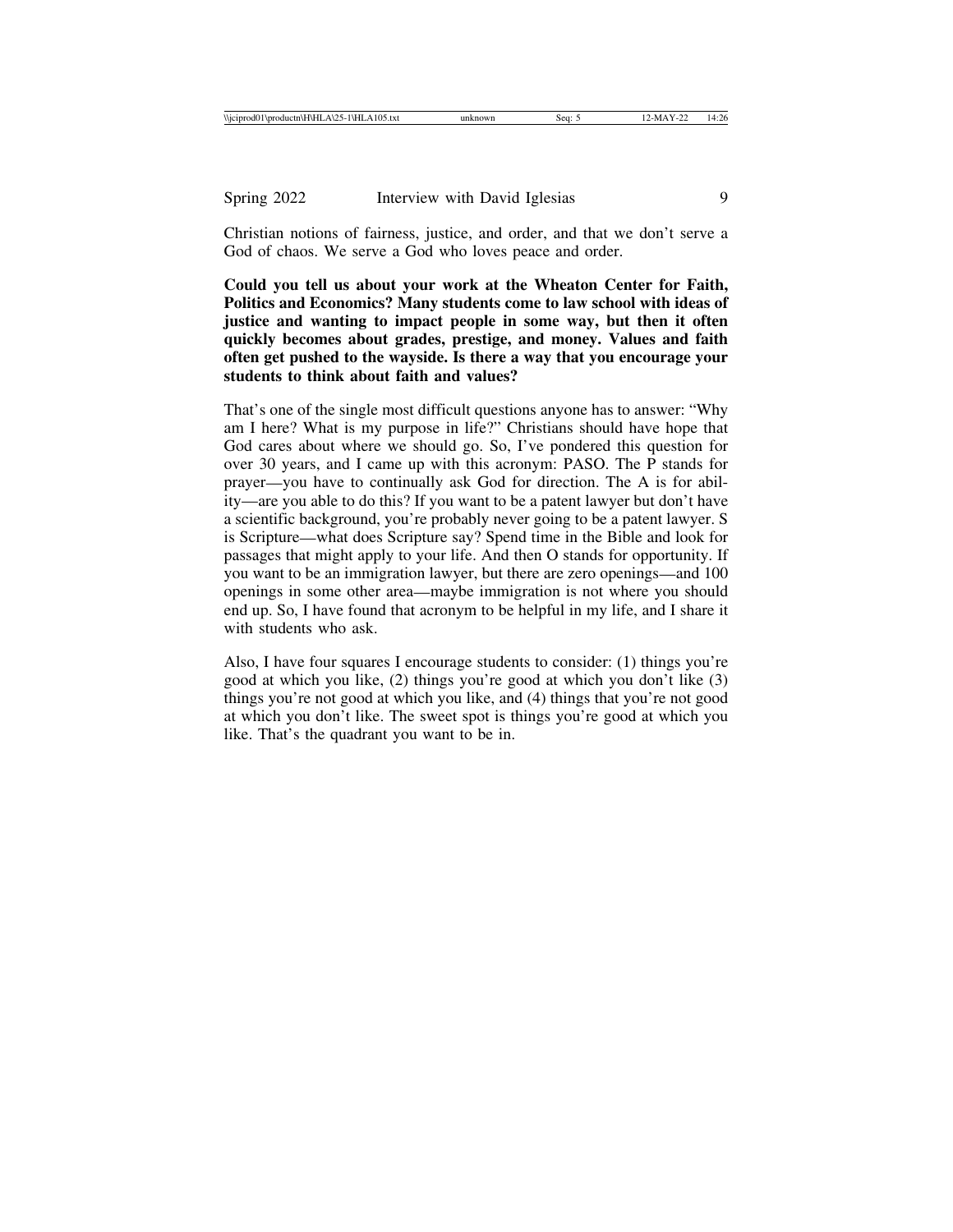Christian notions of fairness, justice, and order, and that we don't serve a God of chaos. We serve a God who loves peace and order.

**Could you tell us about your work at the Wheaton Center for Faith, Politics and Economics? Many students come to law school with ideas of justice and wanting to impact people in some way, but then it often quickly becomes about grades, prestige, and money. Values and faith often get pushed to the wayside. Is there a way that you encourage your students to think about faith and values?**

That's one of the single most difficult questions anyone has to answer: "Why am I here? What is my purpose in life?" Christians should have hope that God cares about where we should go. So, I've pondered this question for over 30 years, and I came up with this acronym: PASO. The P stands for prayer—you have to continually ask God for direction. The A is for ability—are you able to do this? If you want to be a patent lawyer but don't have a scientific background, you're probably never going to be a patent lawyer. S is Scripture—what does Scripture say? Spend time in the Bible and look for passages that might apply to your life. And then O stands for opportunity. If you want to be an immigration lawyer, but there are zero openings—and 100 openings in some other area—maybe immigration is not where you should end up. So, I have found that acronym to be helpful in my life, and I share it with students who ask.

Also, I have four squares I encourage students to consider: (1) things you're good at which you like, (2) things you're good at which you don't like (3) things you're not good at which you like, and (4) things that you're not good at which you don't like. The sweet spot is things you're good at which you like. That's the quadrant you want to be in.